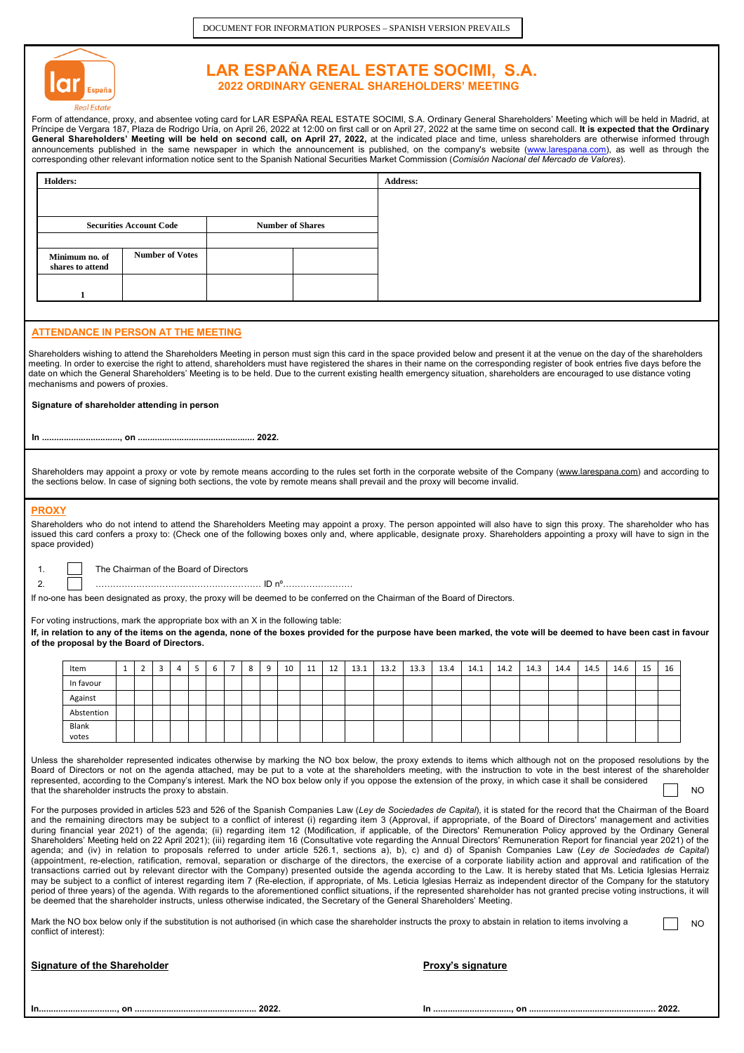DOCUMENT FOR INFORMATION PURPOSES – SPANISH VERSION PREVAILS

# LAR ESPAÑA REAL ESTATE SOCIMI, S.A.

## 2022 ORDINARY GENERAL SHAREHOLDERS' MEETING

Form of attendance, proxy, and absentee voting card for LAR ESPAÑA REAL ESTATE SOCIMI, S.A. Ordinary General Shareholders' Meeting which will be held in Madrid, at Príncipe de Vergara 187, Plaza de Rodrigo Uría, on April 26, 2022 at 12:00 on first call or on April 27, 2022 at the same time on second call. **It is expected that the Ordinary General Shareholders' Meeting will be held on second call, on April 27, 2022,** at the indicated place and time, unless shareholders are otherwise informed through announcements published in the same newspaper in which the announcement is published, on the company's website (www.larespana.com), as well as through the corresponding other relevant information notice sent to the Spanish National Securities Market Commission (*Comisión Nacional del Mercado de Valores*).

| Holders: | | | | Address: |
|---|---|---|---|---|
| | | | | |
| Securities Account Code | | Number of Shares | | |
| | | | | |
| Minimum no. of shares to attend | Number of Votes | | | |
| 1 | | | | |

## ATTENDANCE IN PERSON AT THE MEETING

Shareholders wishing to attend the Shareholders Meeting in person must sign this card in the space provided below and present it at the venue on the day of the shareholders meeting. In order to exercise the right to attend, shareholders must have registered the shares in their name on the corresponding register of book entries five days before the date on which the General Shareholders' Meeting is to be held. Due to the current existing health emergency situation, shareholders are encouraged to use distance voting mechanisms and powers of proxies.

**Signature of shareholder attending in person**

**In ..............................., on .............................................. 2022.**

Shareholders may appoint a proxy or vote by remote means according to the rules set forth in the corporate website of the Company (www.larespana.com) and according to the sections below. In case of signing both sections, the vote by remote means shall prevail and the proxy will become invalid.

## PROXY

Shareholders who do not intend to attend the Shareholders Meeting may appoint a proxy. The person appointed will also have to sign this proxy. The shareholder who has issued this card confers a proxy to: (Check one of the following boxes only and, where applicable, designate proxy. Shareholders appointing a proxy will have to sign in the space provided)

1. ☐ The Chairman of the Board of Directors
2. ☐ ………………………………………………… ID nº……………………

If no-one has been designated as proxy, the proxy will be deemed to be conferred on the Chairman of the Board of Directors.

For voting instructions, mark the appropriate box with an X in the following table:

**If, in relation to any of the items on the agenda, none of the boxes provided for the purpose have been marked, the vote will be deemed to have been cast in favour of the proposal by the Board of Directors.**

| Item | 1 | 2 | 3 | 4 | 5 | 6 | 7 | 8 | 9 | 10 | 11 | 12 | 13.1 | 13.2 | 13.3 | 13.4 | 14.1 | 14.2 | 14.3 | 14.4 | 14.5 | 14.6 | 15 | 16 |
|---|---|---|---|---|---|---|---|---|---|---|---|---|---|---|---|---|---|---|---|---|---|---|---|---|
| In favour | | | | | | | | | | | | | | | | | | | | | | | | |
| Against | | | | | | | | | | | | | | | | | | | | | | | | |
| Abstention | | | | | | | | | | | | | | | | | | | | | | | | |
| Blank votes | | | | | | | | | | | | | | | | | | | | | | | | |

Unless the shareholder represented indicates otherwise by marking the NO box below, the proxy extends to items which although not on the proposed resolutions by the Board of Directors or not on the agenda attached, may be put to a vote at the shareholders meeting, with the instruction to vote in the best interest of the shareholder represented, according to the Company's interest. Mark the NO box below only if you oppose the extension of the proxy, in which case it shall be considered that the shareholder instructs the proxy to abstain. ☐ NO

For the purposes provided in articles 523 and 526 of the Spanish Companies Law (*Ley de Sociedades de Capital*), it is stated for the record that the Chairman of the Board and the remaining directors may be subject to a conflict of interest (i) regarding item 3 (Approval, if appropriate, of the Board of Directors' management and activities during financial year 2021) of the agenda; (ii) regarding item 12 (Modification, if applicable, of the Directors' Remuneration Policy approved by the Ordinary General Shareholders' Meeting held on 22 April 2021); (iii) regarding item 16 (Consultative vote regarding the Annual Directors' Remuneration Report for financial year 2021) of the agenda; and (iv) in relation to proposals referred to under article 526.1, sections a), b), c) and d) of Spanish Companies Law (*Ley de Sociedades de Capital*) (appointment, re-election, ratification, removal, separation or discharge of the directors, the exercise of a corporate liability action and approval and ratification of the transactions carried out by relevant director with the Company) presented outside the agenda according to the Law. It is hereby stated that Ms. Leticia Iglesias Herraiz may be subject to a conflict of interest regarding item 7 (Re-election, if appropriate, of Ms. Leticia Iglesias Herraiz as independent director of the Company for the statutory period of three years) of the agenda. With regards to the aforementioned conflict situations, if the represented shareholder has not granted precise voting instructions, it will be deemed that the shareholder instructs, unless otherwise indicated, the Secretary of the General Shareholders' Meeting.

Mark the NO box below only if the substitution is not authorised (in which case the shareholder instructs the proxy to abstain in relation to items involving a conflict of interest): ☐ NO

**Signature of the Shareholder**

**In..............................., on ................................................ 2022.**

**Proxy's signature**

**In ..............................., on .................................................. 2022.**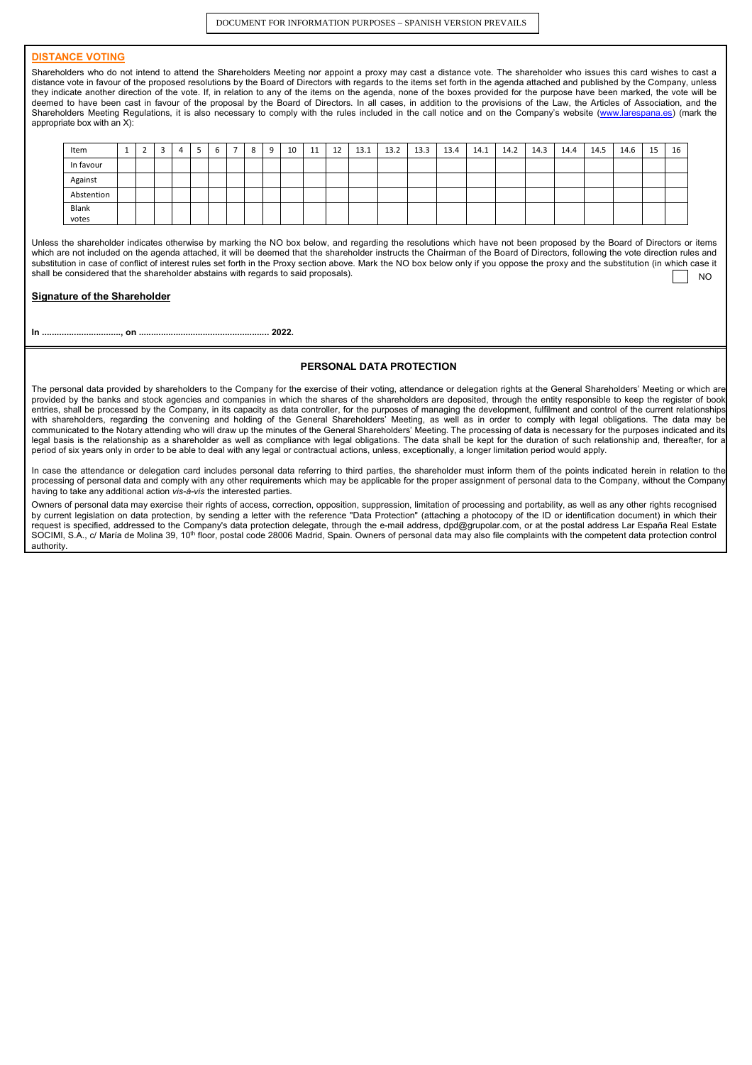DOCUMENT FOR INFORMATION PURPOSES – SPANISH VERSION PREVAILS

## DISTANCE VOTING

Shareholders who do not intend to attend the Shareholders Meeting nor appoint a proxy may cast a distance vote. The shareholder who issues this card wishes to cast a distance vote in favour of the proposed resolutions by the Board of Directors with regards to the items set forth in the agenda attached and published by the Company, unless they indicate another direction of the vote. If, in relation to any of the items on the agenda, none of the boxes provided for the purpose have been marked, the vote will be deemed to have been cast in favour of the proposal by the Board of Directors. In all cases, in addition to the provisions of the Law, the Articles of Association, and the Shareholders Meeting Regulations, it is also necessary to comply with the rules included in the call notice and on the Company's website (www.larespana.es) (mark the appropriate box with an X):

| Item | 1 | 2 | 3 | 4 | 5 | 6 | 7 | 8 | 9 | 10 | 11 | 12 | 13.1 | 13.2 | 13.3 | 13.4 | 14.1 | 14.2 | 14.3 | 14.4 | 14.5 | 14.6 | 15 | 16 |
|---|---|---|---|---|---|---|---|---|---|---|---|---|---|---|---|---|---|---|---|---|---|---|---|---|
| In favour | | | | | | | | | | | | | | | | | | | | | | | | |
| Against | | | | | | | | | | | | | | | | | | | | | | | | |
| Abstention | | | | | | | | | | | | | | | | | | | | | | | | |
| Blank votes | | | | | | | | | | | | | | | | | | | | | | | | |

Unless the shareholder indicates otherwise by marking the NO box below, and regarding the resolutions which have not been proposed by the Board of Directors or items which are not included on the agenda attached, it will be deemed that the shareholder instructs the Chairman of the Board of Directors, following the vote direction rules and substitution in case of conflict of interest rules set forth in the Proxy section above. Mark the NO box below only if you oppose the proxy and the substitution (in which case it shall be considered that the shareholder abstains with regards to said proposals).

☐ NO

**Signature of the Shareholder**

**In ................................, on .................................................... 2022.**

## PERSONAL DATA PROTECTION

The personal data provided by shareholders to the Company for the exercise of their voting, attendance or delegation rights at the General Shareholders' Meeting or which are provided by the banks and stock agencies and companies in which the shares of the shareholders are deposited, through the entity responsible to keep the register of book entries, shall be processed by the Company, in its capacity as data controller, for the purposes of managing the development, fulfilment and control of the current relationships with shareholders, regarding the convening and holding of the General Shareholders' Meeting, as well as in order to comply with legal obligations. The data may be communicated to the Notary attending who will draw up the minutes of the General Shareholders' Meeting. The processing of data is necessary for the purposes indicated and its legal basis is the relationship as a shareholder as well as compliance with legal obligations. The data shall be kept for the duration of such relationship and, thereafter, for a period of six years only in order to be able to deal with any legal or contractual actions, unless, exceptionally, a longer limitation period would apply.

In case the attendance or delegation card includes personal data referring to third parties, the shareholder must inform them of the points indicated herein in relation to the processing of personal data and comply with any other requirements which may be applicable for the proper assignment of personal data to the Company, without the Company having to take any additional action *vis-à-vis* the interested parties.

Owners of personal data may exercise their rights of access, correction, opposition, suppression, limitation of processing and portability, as well as any other rights recognised by current legislation on data protection, by sending a letter with the reference "Data Protection" (attaching a photocopy of the ID or identification document) in which their request is specified, addressed to the Company's data protection delegate, through the e-mail address, dpd@grupolar.com, or at the postal address Lar España Real Estate SOCIMI, S.A., c/ María de Molina 39, 10th floor, postal code 28006 Madrid, Spain. Owners of personal data may also file complaints with the competent data protection control authority.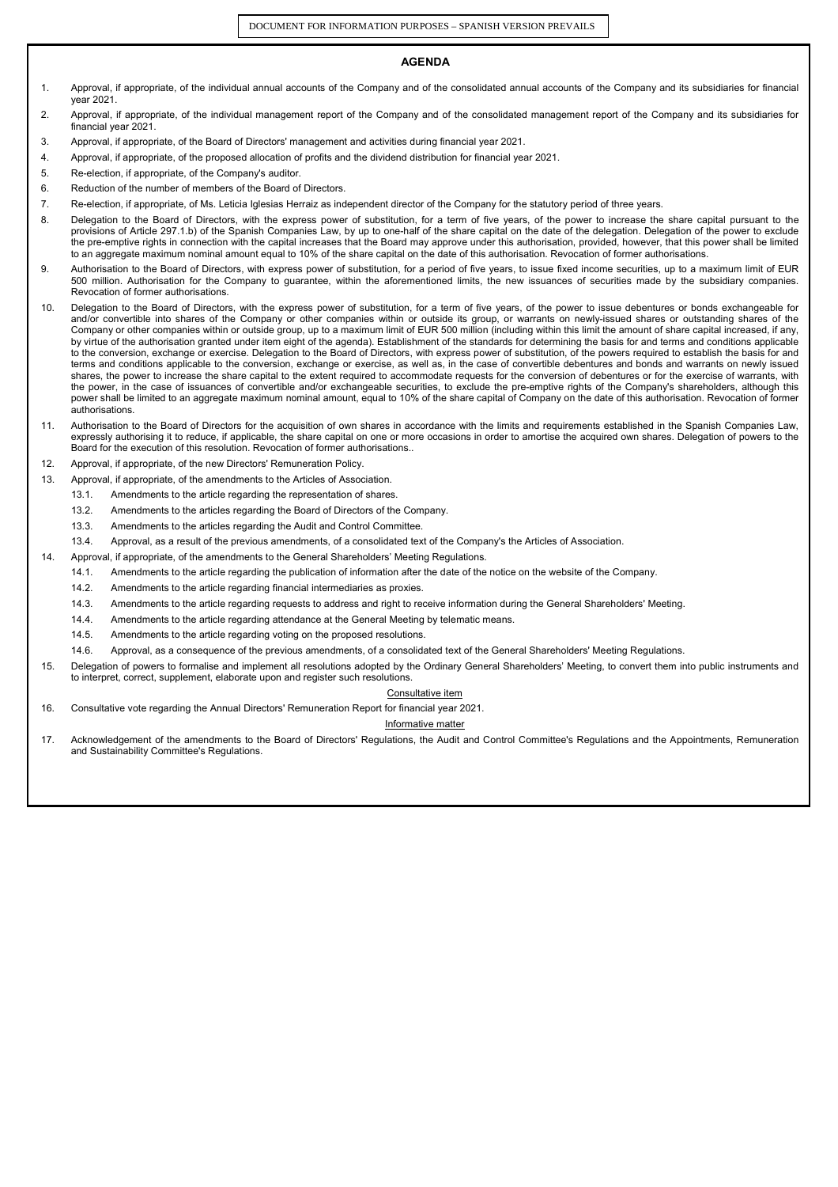DOCUMENT FOR INFORMATION PURPOSES – SPANISH VERSION PREVAILS

## AGENDA

1. Approval, if appropriate, of the individual annual accounts of the Company and of the consolidated annual accounts of the Company and its subsidiaries for financial year 2021.
2. Approval, if appropriate, of the individual management report of the Company and of the consolidated management report of the Company and its subsidiaries for financial year 2021.
3. Approval, if appropriate, of the Board of Directors' management and activities during financial year 2021.
4. Approval, if appropriate, of the proposed allocation of profits and the dividend distribution for financial year 2021.
5. Re-election, if appropriate, of the Company's auditor.
6. Reduction of the number of members of the Board of Directors.
7. Re-election, if appropriate, of Ms. Leticia Iglesias Herraiz as independent director of the Company for the statutory period of three years.
8. Delegation to the Board of Directors, with the express power of substitution, for a term of five years, of the power to increase the share capital pursuant to the provisions of Article 297.1.b) of the Spanish Companies Law, by up to one-half of the share capital on the date of the delegation. Delegation of the power to exclude the pre-emptive rights in connection with the capital increases that the Board may approve under this authorisation, provided, however, that this power shall be limited to an aggregate maximum nominal amount equal to 10% of the share capital on the date of this authorisation. Revocation of former authorisations.
9. Authorisation to the Board of Directors, with express power of substitution, for a period of five years, to issue fixed income securities, up to a maximum limit of EUR 500 million. Authorisation for the Company to guarantee, within the aforementioned limits, the new issuances of securities made by the subsidiary companies. Revocation of former authorisations.
10. Delegation to the Board of Directors, with the express power of substitution, for a term of five years, of the power to issue debentures or bonds exchangeable for and/or convertible into shares of the Company or other companies within or outside its group, or warrants on newly-issued shares or outstanding shares of the Company or other companies within or outside group, up to a maximum limit of EUR 500 million (including within this limit the amount of share capital increased, if any, by virtue of the authorisation granted under item eight of the agenda). Establishment of the standards for determining the basis for and terms and conditions applicable to the conversion, exchange or exercise. Delegation to the Board of Directors, with express power of substitution, of the powers required to establish the basis for and terms and conditions applicable to the conversion, exchange or exercise, as well as, in the case of convertible debentures and bonds and warrants on newly issued shares, the power to increase the share capital to the extent required to accommodate requests for the conversion of debentures or for the exercise of warrants, with the power, in the case of issuances of convertible and/or exchangeable securities, to exclude the pre-emptive rights of the Company's shareholders, although this power shall be limited to an aggregate maximum nominal amount, equal to 10% of the share capital of Company on the date of this authorisation. Revocation of former authorisations.
11. Authorisation to the Board of Directors for the acquisition of own shares in accordance with the limits and requirements established in the Spanish Companies Law, expressly authorising it to reduce, if applicable, the share capital on one or more occasions in order to amortise the acquired own shares. Delegation of powers to the Board for the execution of this resolution. Revocation of former authorisations..
12. Approval, if appropriate, of the new Directors' Remuneration Policy.
13. Approval, if appropriate, of the amendments to the Articles of Association.
    - 13.1. Amendments to the article regarding the representation of shares.
    - 13.2. Amendments to the articles regarding the Board of Directors of the Company.
    - 13.3. Amendments to the articles regarding the Audit and Control Committee.
    - 13.4. Approval, as a result of the previous amendments, of a consolidated text of the Company's the Articles of Association.
14. Approval, if appropriate, of the amendments to the General Shareholders' Meeting Regulations.
    - 14.1. Amendments to the article regarding the publication of information after the date of the notice on the website of the Company.
    - 14.2. Amendments to the article regarding financial intermediaries as proxies.
    - 14.3. Amendments to the article regarding requests to address and right to receive information during the General Shareholders' Meeting.
    - 14.4. Amendments to the article regarding attendance at the General Meeting by telematic means.
    - 14.5. Amendments to the article regarding voting on the proposed resolutions.
    - 14.6. Approval, as a consequence of the previous amendments, of a consolidated text of the General Shareholders' Meeting Regulations.
15. Delegation of powers to formalise and implement all resolutions adopted by the Ordinary General Shareholders' Meeting, to convert them into public instruments and to interpret, correct, supplement, elaborate upon and register such resolutions.

<u>Consultative item</u>

16. Consultative vote regarding the Annual Directors' Remuneration Report for financial year 2021.

<u>Informative matter</u>

17. Acknowledgement of the amendments to the Board of Directors' Regulations, the Audit and Control Committee's Regulations and the Appointments, Remuneration and Sustainability Committee's Regulations.